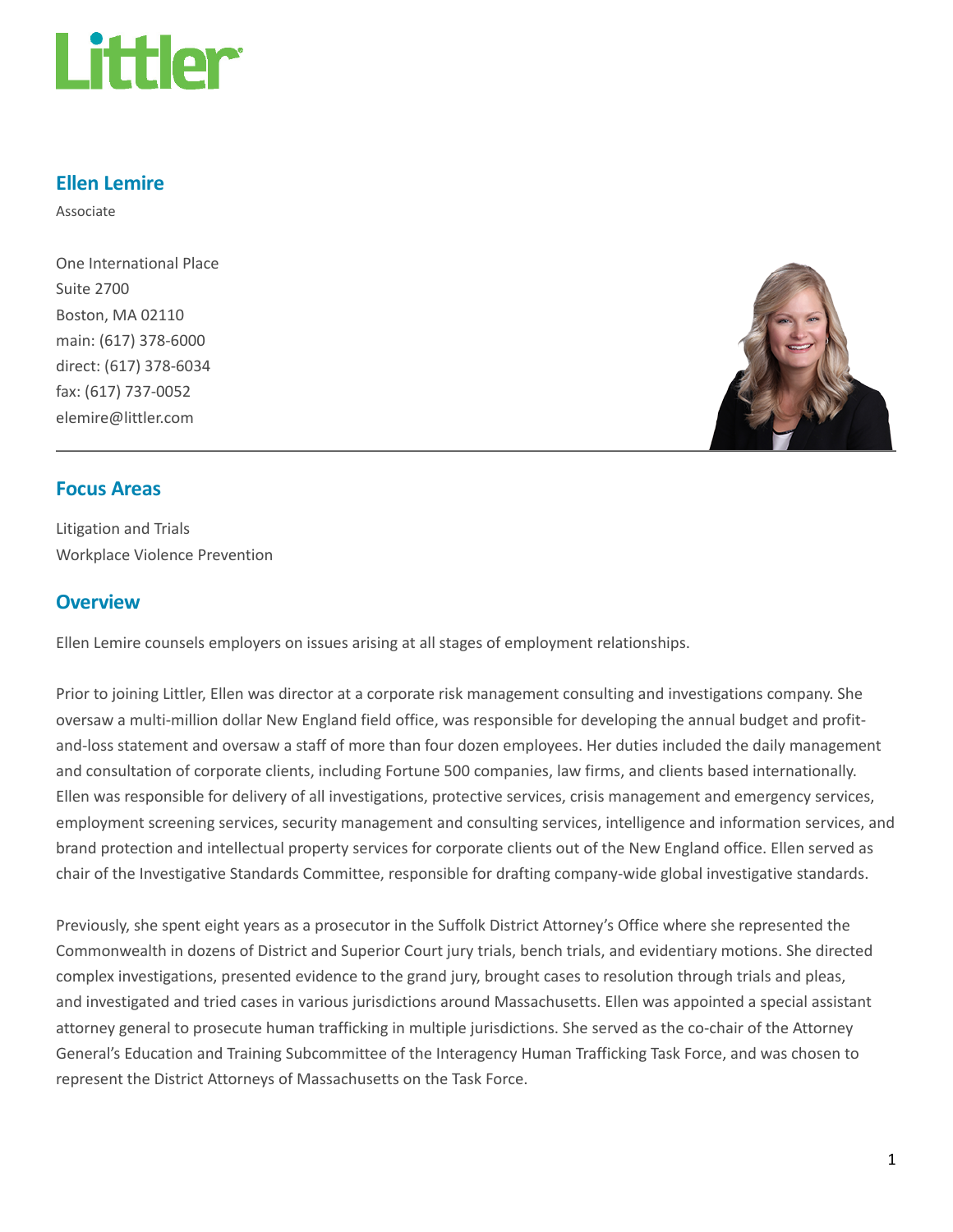Littler

## Ellen Lemire

Associate

One International Place
Suite 2700
Boston, MA 02110
main: (617) 378-6000
direct: (617) 378-6034
fax: (617) 737-0052
elemire@littler.com

## Focus Areas

Litigation and Trials
Workplace Violence Prevention

## Overview

Ellen Lemire counsels employers on issues arising at all stages of employment relationships.

Prior to joining Littler, Ellen was director at a corporate risk management consulting and investigations company. She oversaw a multi-million dollar New England field office, was responsible for developing the annual budget and profit-and-loss statement and oversaw a staff of more than four dozen employees. Her duties included the daily management and consultation of corporate clients, including Fortune 500 companies, law firms, and clients based internationally. Ellen was responsible for delivery of all investigations, protective services, crisis management and emergency services, employment screening services, security management and consulting services, intelligence and information services, and brand protection and intellectual property services for corporate clients out of the New England office. Ellen served as chair of the Investigative Standards Committee, responsible for drafting company-wide global investigative standards.

Previously, she spent eight years as a prosecutor in the Suffolk District Attorney's Office where she represented the Commonwealth in dozens of District and Superior Court jury trials, bench trials, and evidentiary motions. She directed complex investigations, presented evidence to the grand jury, brought cases to resolution through trials and pleas, and investigated and tried cases in various jurisdictions around Massachusetts. Ellen was appointed a special assistant attorney general to prosecute human trafficking in multiple jurisdictions. She served as the co-chair of the Attorney General's Education and Training Subcommittee of the Interagency Human Trafficking Task Force, and was chosen to represent the District Attorneys of Massachusetts on the Task Force.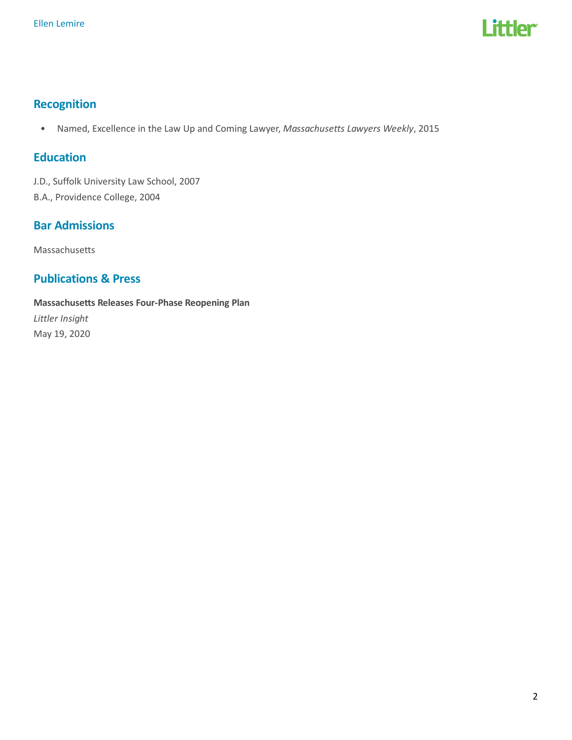## Recognition

- Named, Excellence in the Law Up and Coming Lawyer, *Massachusetts Lawyers Weekly*, 2015

## Education

J.D., Suffolk University Law School, 2007

B.A., Providence College, 2004

## Bar Admissions

Massachusetts

## Publications & Press

**Massachusetts Releases Four-Phase Reopening Plan**

*Littler Insight*

May 19, 2020